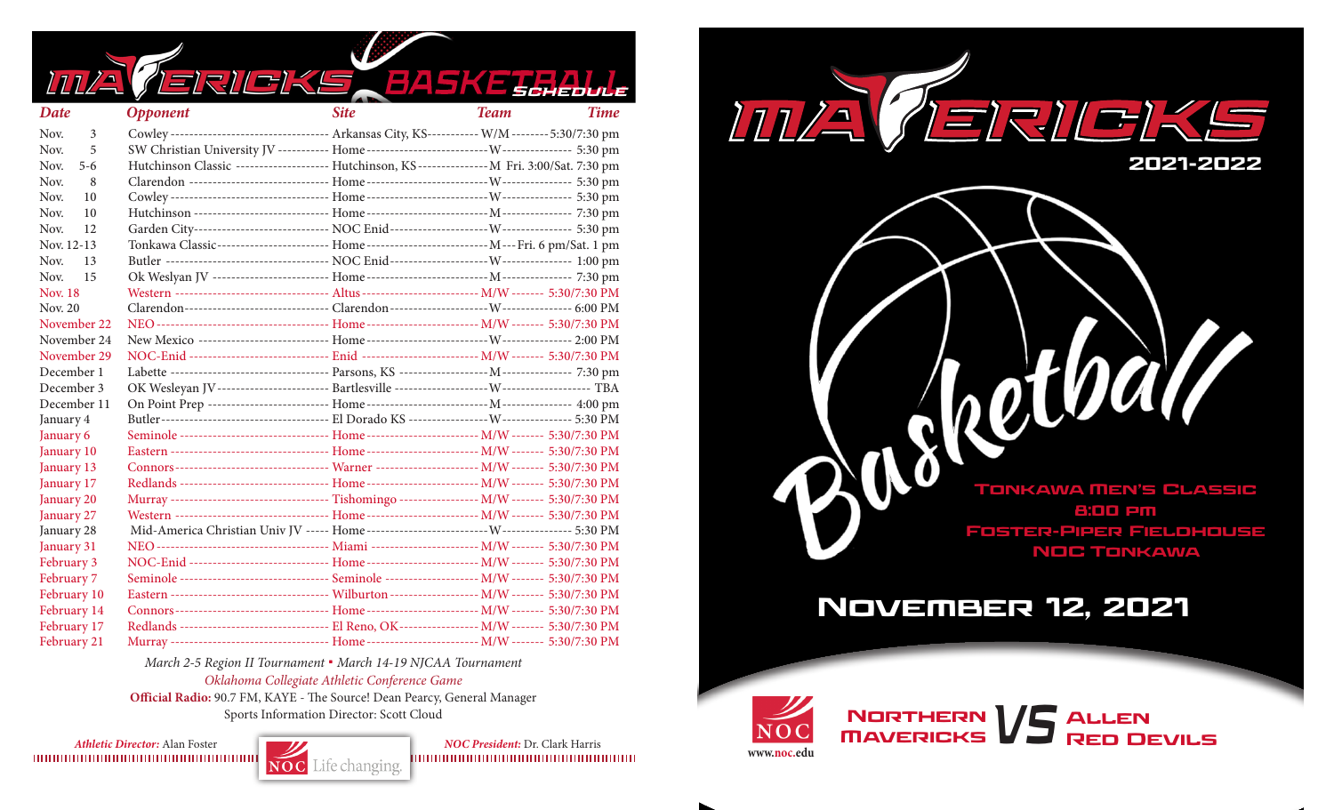# MAVERICKS BASKETBALL SCHEDULE

| Date | Opponent | Site | Team | Time |
|---|---|---|---|---|
| Nov. 3 | Cowley | Arkansas City, KS | W/M | 5:30/7:30 pm |
| Nov. 5 | SW Christian University JV | Home | W | 5:30 pm |
| Nov. 5-6 | Hutchinson Classic | Hutchinson, KS | M | Fri. 3:00/Sat. 7:30 pm |
| Nov. 8 | Clarendon | Home | W | 5:30 pm |
| Nov. 10 | Cowley | Home | W | 5:30 pm |
| Nov. 10 | Hutchinson | Home | M | 7:30 pm |
| Nov. 12 | Garden City | NOC Enid | W | 5:30 pm |
| Nov. 12-13 | Tonkawa Classic | Home | M | Fri. 6 pm/Sat. 1 pm |
| Nov. 13 | Butler | NOC Enid | W | 1:00 pm |
| Nov. 15 | Ok Weslyan JV | Home | M | 7:30 pm |
| Nov. 18 | Western | Altus | M/W | 5:30/7:30 PM |
| Nov. 20 | Clarendon | Clarendon | W | 6:00 PM |
| November 22 | NEO | Home | M/W | 5:30/7:30 PM |
| November 24 | New Mexico | Home | W | 2:00 PM |
| November 29 | NOC-Enid | Enid | M/W | 5:30/7:30 PM |
| December 1 | Labette | Parsons, KS | M | 7:30 pm |
| December 3 | OK Wesleyan JV | Bartlesville | W | TBA |
| December 11 | On Point Prep | Home | M | 4:00 pm |
| January 4 | Butler | El Dorado KS | W | 5:30 PM |
| January 6 | Seminole | Home | M/W | 5:30/7:30 PM |
| January 10 | Eastern | Home | M/W | 5:30/7:30 PM |
| January 13 | Connors | Warner | M/W | 5:30/7:30 PM |
| January 17 | Redlands | Home | M/W | 5:30/7:30 PM |
| January 20 | Murray | Tishomingo | M/W | 5:30/7:30 PM |
| January 27 | Western | Home | M/W | 5:30/7:30 PM |
| January 28 | Mid-America Christian Univ JV | Home | W | 5:30 PM |
| January 31 | NEO | Miami | M/W | 5:30/7:30 PM |
| February 3 | NOC-Enid | Home | M/W | 5:30/7:30 PM |
| February 7 | Seminole | Seminole | M/W | 5:30/7:30 PM |
| February 10 | Eastern | Wilburton | M/W | 5:30/7:30 PM |
| February 14 | Connors | Home | M/W | 5:30/7:30 PM |
| February 17 | Redlands | El Reno, OK | M/W | 5:30/7:30 PM |
| February 21 | Murray | Home | M/W | 5:30/7:30 PM |

*March 2-5 Region II Tournament ▪ March 14-19 NJCAA Tournament*

*Oklahoma Collegiate Athletic Conference Game*

**Official Radio:** 90.7 FM, KAYE - The Source! Dean Pearcy, General Manager

Sports Information Director: Scott Cloud

*Athletic Director:* Alan Foster

NOC Life changing.

*NOC President:* Dr. Clark Harris

# MAVERICKS

## 2021-2022

# Basketball

TONKAWA MEN'S CLASSIC

8:00 PM

FOSTER-PIPER FIELDHOUSE

NOC TONKAWA

## NOVEMBER 12, 2021

NOC

www.noc.edu

NORTHERN MAVERICKS VS ALLEN RED DEVILS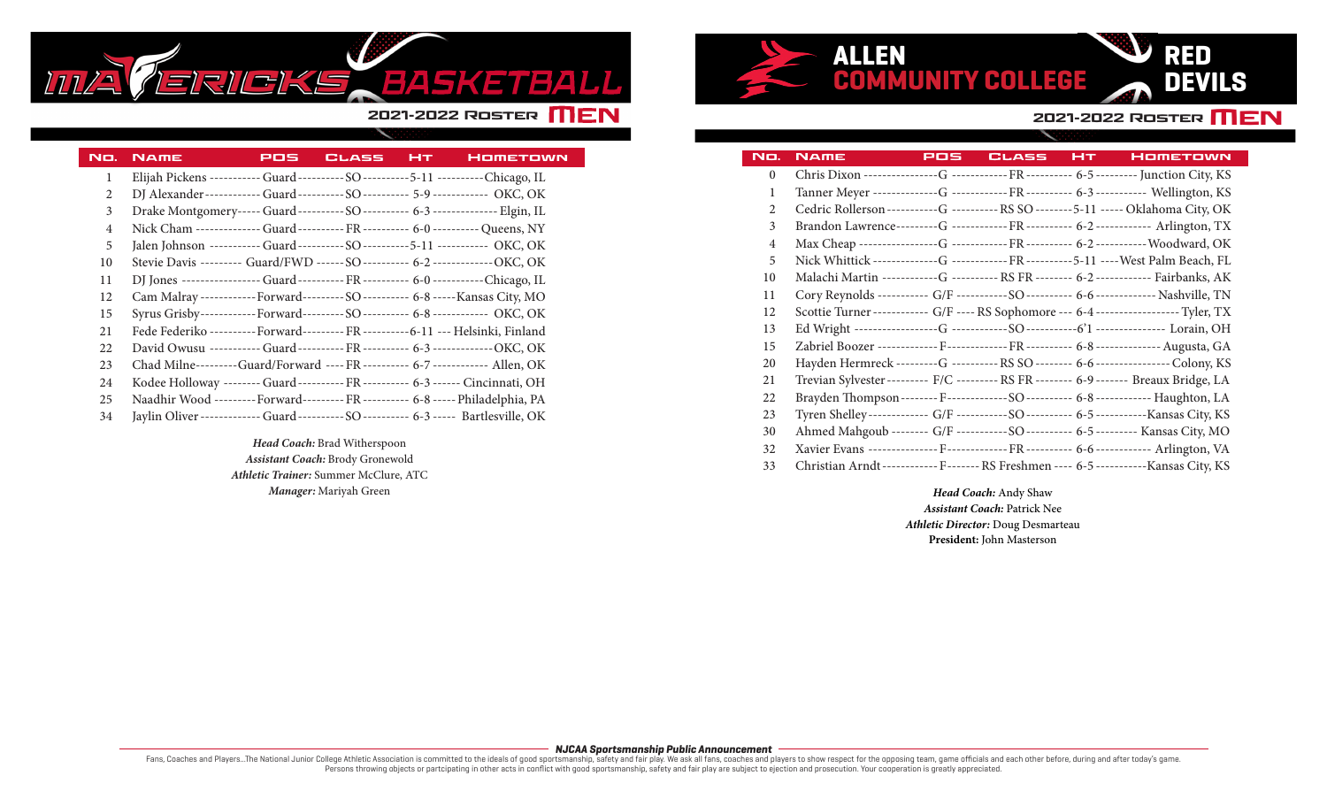# MAVERICKS BASKETBALL

## 2021-2022 ROSTER MEN

| No. | Name | Pos | Class | Ht | Hometown |
|---|---|---|---|---|---|
| 1 | Elijah Pickens | Guard | SO | 5-11 | Chicago, IL |
| 2 | DJ Alexander | Guard | SO | 5-9 | OKC, OK |
| 3 | Drake Montgomery | Guard | SO | 6-3 | Elgin, IL |
| 4 | Nick Cham | Guard | FR | 6-0 | Queens, NY |
| 5 | Jalen Johnson | Guard | SO | 5-11 | OKC, OK |
| 10 | Stevie Davis | Guard/FWD | SO | 6-2 | OKC, OK |
| 11 | DJ Jones | Guard | FR | 6-0 | Chicago, IL |
| 12 | Cam Malray | Forward | SO | 6-8 | Kansas City, MO |
| 15 | Syrus Grisby | Forward | SO | 6-8 | OKC, OK |
| 21 | Fede Federiko | Forward | FR | 6-11 | Helsinki, Finland |
| 22 | David Owusu | Guard | FR | 6-3 | OKC, OK |
| 23 | Chad Milne | Guard/Forward | FR | 6-7 | Allen, OK |
| 24 | Kodee Holloway | Guard | FR | 6-3 | Cincinnati, OH |
| 25 | Naadhir Wood | Forward | FR | 6-8 | Philadelphia, PA |
| 34 | Jaylin Oliver | Guard | SO | 6-3 | Bartlesville, OK |

***Head Coach:*** Brad Witherspoon
***Assistant Coach:*** Brody Gronewold
***Athletic Trainer:*** Summer McClure, ATC
***Manager:*** Mariyah Green

# ALLEN COMMUNITY COLLEGE RED DEVILS

## 2021-2022 ROSTER MEN

| No. | Name | Pos | Class | Ht | Hometown |
|---|---|---|---|---|---|
| 0 | Chris Dixon | G | FR | 6-5 | Junction City, KS |
| 1 | Tanner Meyer | G | FR | 6-3 | Wellington, KS |
| 2 | Cedric Rollerson | G | RS SO | 5-11 | Oklahoma City, OK |
| 3 | Brandon Lawrence | G | FR | 6-2 | Arlington, TX |
| 4 | Max Cheap | G | FR | 6-2 | Woodward, OK |
| 5 | Nick Whittick | G | FR | 5-11 | West Palm Beach, FL |
| 10 | Malachi Martin | G | RS FR | 6-2 | Fairbanks, AK |
| 11 | Cory Reynolds | G/F | SO | 6-6 | Nashville, TN |
| 12 | Scottie Turner | G/F | RS Sophomore | 6-4 | Tyler, TX |
| 13 | Ed Wright | G | SO | 6'1 | Lorain, OH |
| 15 | Zabriel Boozer | F | FR | 6-8 | Augusta, GA |
| 20 | Hayden Hermreck | G | RS SO | 6-6 | Colony, KS |
| 21 | Trevian Sylvester | F/C | RS FR | 6-9 | Breaux Bridge, LA |
| 22 | Brayden Thompson | F | SO | 6-8 | Haughton, LA |
| 23 | Tyren Shelley | G/F | SO | 6-5 | Kansas City, KS |
| 30 | Ahmed Mahgoub | G/F | SO | 6-5 | Kansas City, MO |
| 32 | Xavier Evans | F | FR | 6-6 | Arlington, VA |
| 33 | Christian Arndt | F | RS Freshmen | 6-5 | Kansas City, KS |

***Head Coach:*** Andy Shaw
***Assistant Coach:*** Patrick Nee
***Athletic Director:*** Doug Desmarteau
**President:** John Masterson

***NJCAA Sportsmanship Public Announcement***

Fans, Coaches and Players...The National Junior College Athletic Association is committed to the ideals of good sportsmanship, safety and fair play. We ask all fans, coaches and players to show respect for the opposing team, game officials and each other before, during and after today's game. Persons throwing objects or partcipating in other acts in conflict with good sportsmanship, safety and fair play are subject to ejection and prosecution. Your cooperation is greatly appreciated.